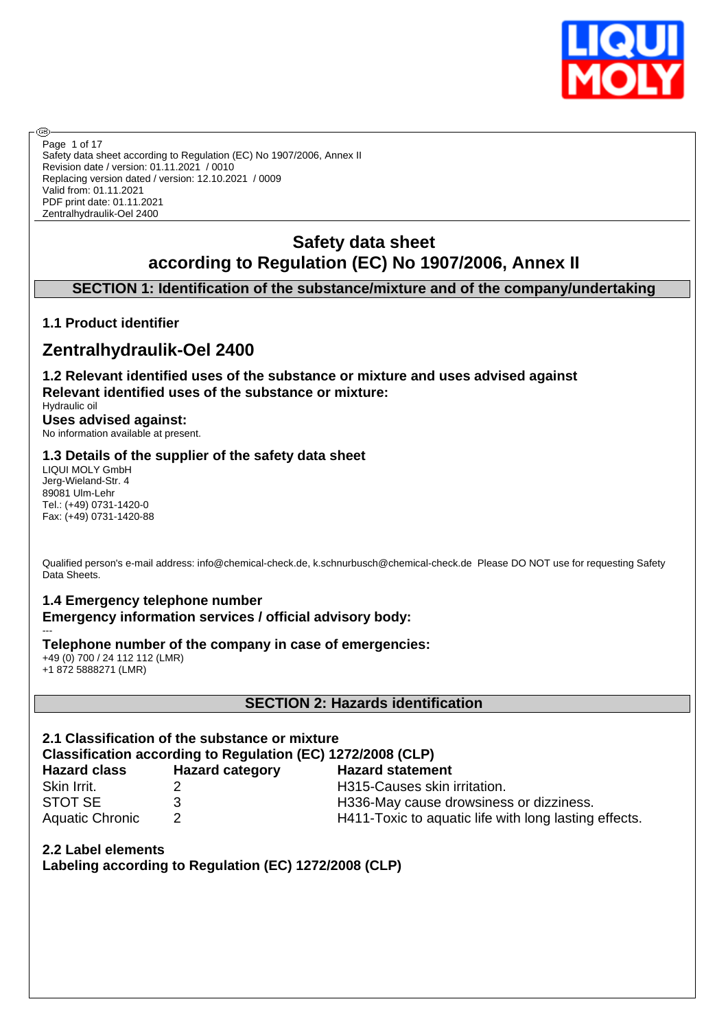Safety data sheet according to Regulation (EC) No 1907/2006, Annex II
Revision date / version: 01.11.2021 / 0010
Replacing version dated / version: 12.10.2021 / 0009
Valid from: 01.11.2021
PDF print date: 01.11.2021
Zentralhydraulik-Oel 2400

# Safety data sheet
# according to Regulation (EC) No 1907/2006, Annex II

## SECTION 1: Identification of the substance/mixture and of the company/undertaking

### 1.1 Product identifier

## Zentralhydraulik-Oel 2400

### 1.2 Relevant identified uses of the substance or mixture and uses advised against

**Relevant identified uses of the substance or mixture:**

Hydraulic oil

**Uses advised against:**

No information available at present.

### 1.3 Details of the supplier of the safety data sheet

LIQUI MOLY GmbH
Jerg-Wieland-Str. 4
89081 Ulm-Lehr
Tel.: (+49) 0731-1420-0
Fax: (+49) 0731-1420-88

Qualified person's e-mail address: info@chemical-check.de, k.schnurbusch@chemical-check.de Please DO NOT use for requesting Safety Data Sheets.

### 1.4 Emergency telephone number

**Emergency information services / official advisory body:**

---

**Telephone number of the company in case of emergencies:**

+49 (0) 700 / 24 112 112 (LMR)
+1 872 5888271 (LMR)

## SECTION 2: Hazards identification

### 2.1 Classification of the substance or mixture

**Classification according to Regulation (EC) 1272/2008 (CLP)**

| Hazard class | Hazard category | Hazard statement |
|---|---|---|
| Skin Irrit. | 2 | H315-Causes skin irritation. |
| STOT SE | 3 | H336-May cause drowsiness or dizziness. |
| Aquatic Chronic | 2 | H411-Toxic to aquatic life with long lasting effects. |

### 2.2 Label elements

**Labeling according to Regulation (EC) 1272/2008 (CLP)**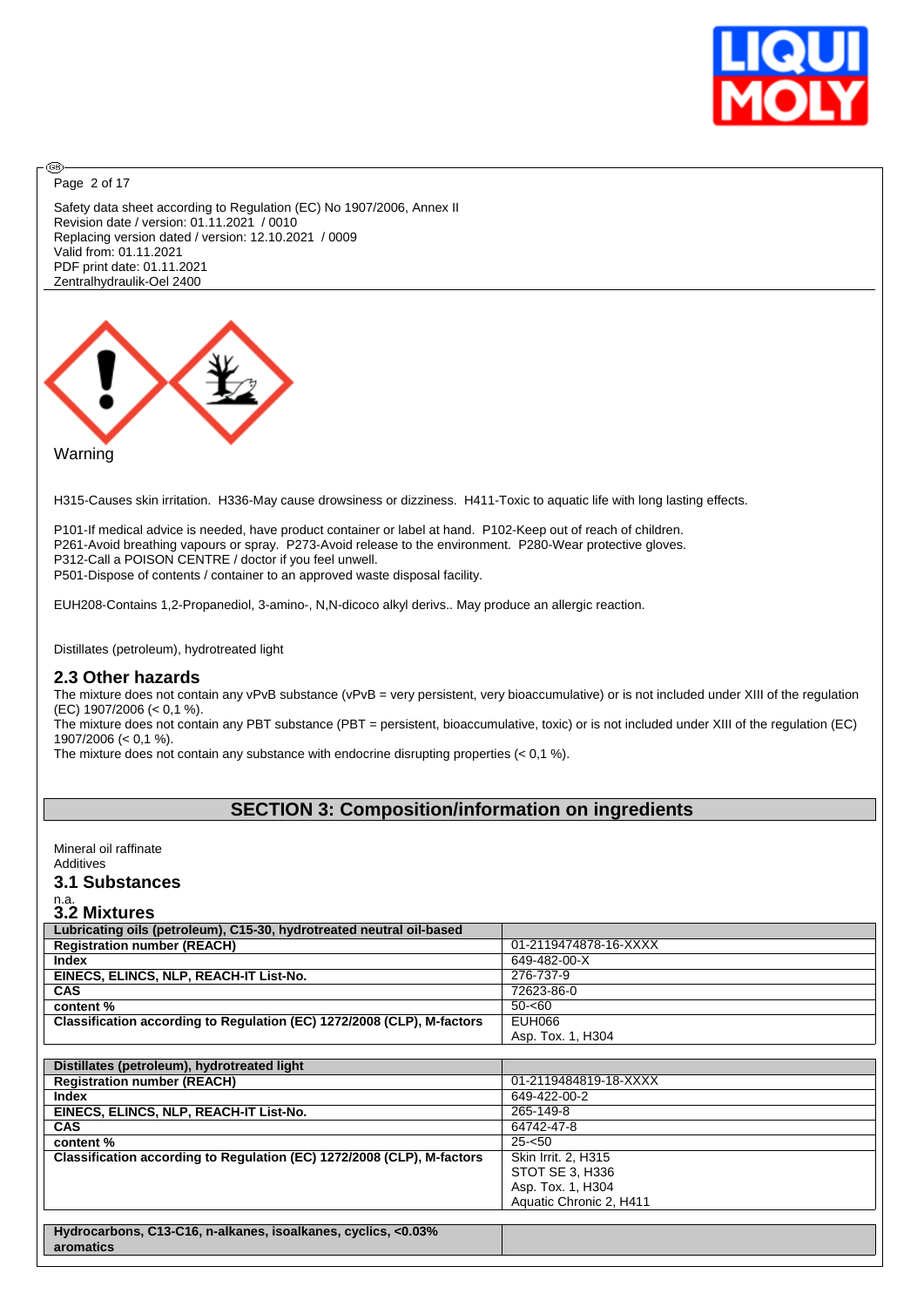Safety data sheet according to Regulation (EC) No 1907/2006, Annex II
Revision date / version: 01.11.2021 / 0010
Replacing version dated / version: 12.10.2021 / 0009
Valid from: 01.11.2021
PDF print date: 01.11.2021
Zentralhydraulik-Oel 2400

Warning

H315-Causes skin irritation. H336-May cause drowsiness or dizziness. H411-Toxic to aquatic life with long lasting effects.

P101-If medical advice is needed, have product container or label at hand. P102-Keep out of reach of children.
P261-Avoid breathing vapours or spray. P273-Avoid release to the environment. P280-Wear protective gloves.
P312-Call a POISON CENTRE / doctor if you feel unwell.
P501-Dispose of contents / container to an approved waste disposal facility.

EUH208-Contains 1,2-Propanediol, 3-amino-, N,N-dicoco alkyl derivs.. May produce an allergic reaction.

Distillates (petroleum), hydrotreated light

## 2.3 Other hazards

The mixture does not contain any vPvB substance (vPvB = very persistent, very bioaccumulative) or is not included under XIII of the regulation (EC) 1907/2006 (< 0,1 %).
The mixture does not contain any PBT substance (PBT = persistent, bioaccumulative, toxic) or is not included under XIII of the regulation (EC) 1907/2006 (< 0,1 %).
The mixture does not contain any substance with endocrine disrupting properties (< 0,1 %).

# SECTION 3: Composition/information on ingredients

Mineral oil raffinate
Additives

## 3.1 Substances

n.a.

## 3.2 Mixtures

| Lubricating oils (petroleum), C15-30, hydrotreated neutral oil-based | |
|---|---|
| **Registration number (REACH)** | 01-2119474878-16-XXXX |
| **Index** | 649-482-00-X |
| **EINECS, ELINCS, NLP, REACH-IT List-No.** | 276-737-9 |
| **CAS** | 72623-86-0 |
| **content %** | 50-<60 |
| **Classification according to Regulation (EC) 1272/2008 (CLP), M-factors** | EUH066<br>Asp. Tox. 1, H304 |

| Distillates (petroleum), hydrotreated light | |
|---|---|
| **Registration number (REACH)** | 01-2119484819-18-XXXX |
| **Index** | 649-422-00-2 |
| **EINECS, ELINCS, NLP, REACH-IT List-No.** | 265-149-8 |
| **CAS** | 64742-47-8 |
| **content %** | 25-<50 |
| **Classification according to Regulation (EC) 1272/2008 (CLP), M-factors** | Skin Irrit. 2, H315<br>STOT SE 3, H336<br>Asp. Tox. 1, H304<br>Aquatic Chronic 2, H411 |

| Hydrocarbons, C13-C16, n-alkanes, isoalkanes, cyclics, <0.03% aromatics | |
|---|---|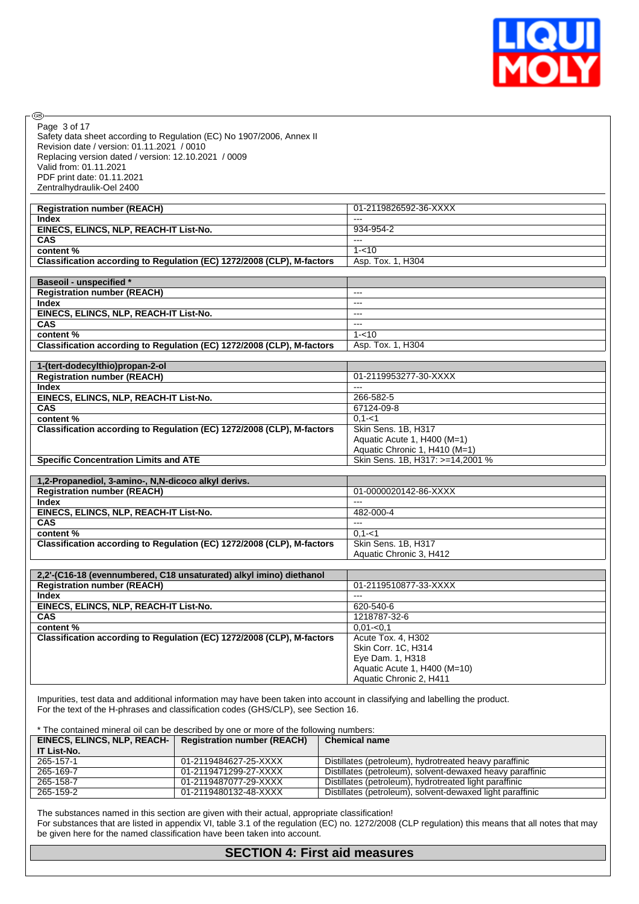| Registration number (REACH) | 01-2119826592-36-XXXX |
|---|---|
| Index | --- |
| EINECS, ELINCS, NLP, REACH-IT List-No. | 934-954-2 |
| CAS | --- |
| content % | 1-<10 |
| Classification according to Regulation (EC) 1272/2008 (CLP), M-factors | Asp. Tox. 1, H304 |

| Baseoil - unspecified * | |
|---|---|
| Registration number (REACH) | --- |
| Index | --- |
| EINECS, ELINCS, NLP, REACH-IT List-No. | --- |
| CAS | --- |
| content % | 1-<10 |
| Classification according to Regulation (EC) 1272/2008 (CLP), M-factors | Asp. Tox. 1, H304 |

| 1-(tert-dodecylthio)propan-2-ol | |
|---|---|
| Registration number (REACH) | 01-2119953277-30-XXXX |
| Index | --- |
| EINECS, ELINCS, NLP, REACH-IT List-No. | 266-582-5 |
| CAS | 67124-09-8 |
| content % | 0,1-<1 |
| Classification according to Regulation (EC) 1272/2008 (CLP), M-factors | Skin Sens. 1B, H317<br>Aquatic Acute 1, H400 (M=1)<br>Aquatic Chronic 1, H410 (M=1) |
| Specific Concentration Limits and ATE | Skin Sens. 1B, H317: >=14,2001 % |

| 1,2-Propanediol, 3-amino-, N,N-dicoco alkyl derivs. | |
|---|---|
| Registration number (REACH) | 01-0000020142-86-XXXX |
| Index | --- |
| EINECS, ELINCS, NLP, REACH-IT List-No. | 482-000-4 |
| CAS | --- |
| content % | 0,1-<1 |
| Classification according to Regulation (EC) 1272/2008 (CLP), M-factors | Skin Sens. 1B, H317<br>Aquatic Chronic 3, H412 |

| 2,2'-(C16-18 (evennumbered, C18 unsaturated) alkyl imino) diethanol | |
|---|---|
| Registration number (REACH) | 01-2119510877-33-XXXX |
| Index | --- |
| EINECS, ELINCS, NLP, REACH-IT List-No. | 620-540-6 |
| CAS | 1218787-32-6 |
| content % | 0,01-<0,1 |
| Classification according to Regulation (EC) 1272/2008 (CLP), M-factors | Acute Tox. 4, H302<br>Skin Corr. 1C, H314<br>Eye Dam. 1, H318<br>Aquatic Acute 1, H400 (M=10)<br>Aquatic Chronic 2, H411 |

Impurities, test data and additional information may have been taken into account in classifying and labelling the product.
For the text of the H-phrases and classification codes (GHS/CLP), see Section 16.

* The contained mineral oil can be described by one or more of the following numbers:

| EINECS, ELINCS, NLP, REACH-IT List-No. | Registration number (REACH) | Chemical name |
|---|---|---|
| 265-157-1 | 01-2119484627-25-XXXX | Distillates (petroleum), hydrotreated heavy paraffinic |
| 265-169-7 | 01-2119471299-27-XXXX | Distillates (petroleum), solvent-dewaxed heavy paraffinic |
| 265-158-7 | 01-2119487077-29-XXXX | Distillates (petroleum), hydrotreated light paraffinic |
| 265-159-2 | 01-2119480132-48-XXXX | Distillates (petroleum), solvent-dewaxed light paraffinic |

The substances named in this section are given with their actual, appropriate classification!
For substances that are listed in appendix VI, table 3.1 of the regulation (EC) no. 1272/2008 (CLP regulation) this means that all notes that may be given here for the named classification have been taken into account.

## SECTION 4: First aid measures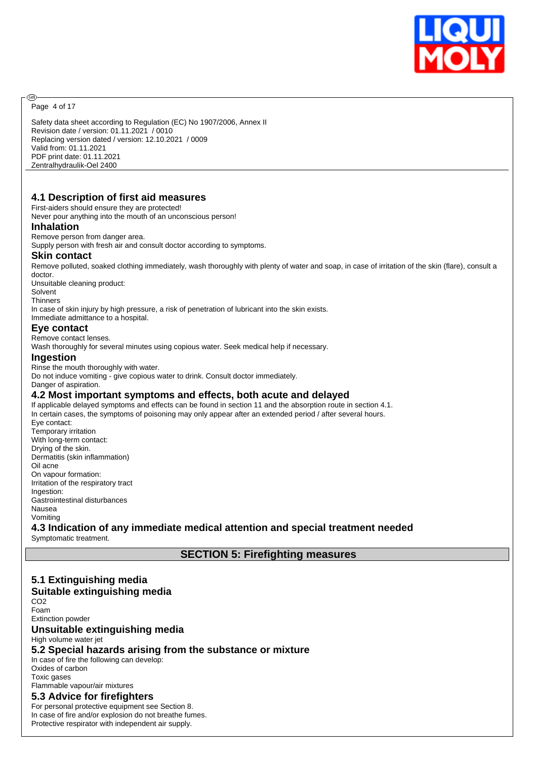## 4.1 Description of first aid measures

First-aiders should ensure they are protected!
Never pour anything into the mouth of an unconscious person!

### Inhalation

Remove person from danger area.
Supply person with fresh air and consult doctor according to symptoms.

### Skin contact

Remove polluted, soaked clothing immediately, wash thoroughly with plenty of water and soap, in case of irritation of the skin (flare), consult a doctor.
Unsuitable cleaning product:
Solvent
Thinners
In case of skin injury by high pressure, a risk of penetration of lubricant into the skin exists.
Immediate admittance to a hospital.

### Eye contact

Remove contact lenses.
Wash thoroughly for several minutes using copious water. Seek medical help if necessary.

### Ingestion

Rinse the mouth thoroughly with water.
Do not induce vomiting - give copious water to drink. Consult doctor immediately.
Danger of aspiration.

## 4.2 Most important symptoms and effects, both acute and delayed

If applicable delayed symptoms and effects can be found in section 11 and the absorption route in section 4.1.
In certain cases, the symptoms of poisoning may only appear after an extended period / after several hours.
Eye contact:
Temporary irritation
With long-term contact:
Drying of the skin.
Dermatitis (skin inflammation)
Oil acne
On vapour formation:
Irritation of the respiratory tract
Ingestion:
Gastrointestinal disturbances
Nausea
Vomiting

## 4.3 Indication of any immediate medical attention and special treatment needed

Symptomatic treatment.

# SECTION 5: Firefighting measures

## 5.1 Extinguishing media

### Suitable extinguishing media

$CO_2$
Foam
Extinction powder

### Unsuitable extinguishing media

High volume water jet

## 5.2 Special hazards arising from the substance or mixture

In case of fire the following can develop:
Oxides of carbon
Toxic gases
Flammable vapour/air mixtures

## 5.3 Advice for firefighters

For personal protective equipment see Section 8.
In case of fire and/or explosion do not breathe fumes.
Protective respirator with independent air supply.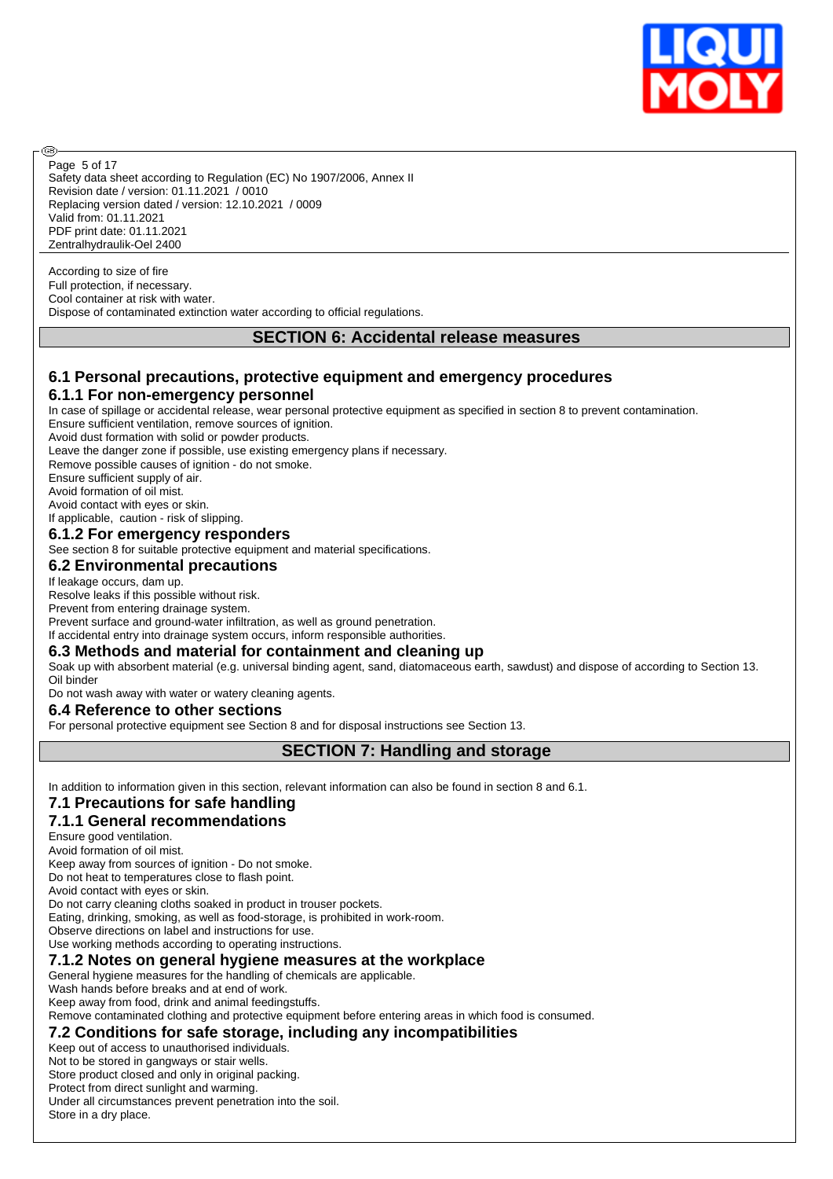According to size of fire
Full protection, if necessary.
Cool container at risk with water.
Dispose of contaminated extinction water according to official regulations.

## SECTION 6: Accidental release measures

### 6.1 Personal precautions, protective equipment and emergency procedures

#### 6.1.1 For non-emergency personnel

In case of spillage or accidental release, wear personal protective equipment as specified in section 8 to prevent contamination.
Ensure sufficient ventilation, remove sources of ignition.
Avoid dust formation with solid or powder products.
Leave the danger zone if possible, use existing emergency plans if necessary.
Remove possible causes of ignition - do not smoke.
Ensure sufficient supply of air.
Avoid formation of oil mist.
Avoid contact with eyes or skin.
If applicable, caution - risk of slipping.

#### 6.1.2 For emergency responders

See section 8 for suitable protective equipment and material specifications.

### 6.2 Environmental precautions

If leakage occurs, dam up.
Resolve leaks if this possible without risk.
Prevent from entering drainage system.
Prevent surface and ground-water infiltration, as well as ground penetration.
If accidental entry into drainage system occurs, inform responsible authorities.

### 6.3 Methods and material for containment and cleaning up

Soak up with absorbent material (e.g. universal binding agent, sand, diatomaceous earth, sawdust) and dispose of according to Section 13.
Oil binder
Do not wash away with water or watery cleaning agents.

### 6.4 Reference to other sections

For personal protective equipment see Section 8 and for disposal instructions see Section 13.

## SECTION 7: Handling and storage

In addition to information given in this section, relevant information can also be found in section 8 and 6.1.

### 7.1 Precautions for safe handling

#### 7.1.1 General recommendations

Ensure good ventilation.
Avoid formation of oil mist.
Keep away from sources of ignition - Do not smoke.
Do not heat to temperatures close to flash point.
Avoid contact with eyes or skin.
Do not carry cleaning cloths soaked in product in trouser pockets.
Eating, drinking, smoking, as well as food-storage, is prohibited in work-room.
Observe directions on label and instructions for use.
Use working methods according to operating instructions.

#### 7.1.2 Notes on general hygiene measures at the workplace

General hygiene measures for the handling of chemicals are applicable.
Wash hands before breaks and at end of work.
Keep away from food, drink and animal feedingstuffs.
Remove contaminated clothing and protective equipment before entering areas in which food is consumed.

### 7.2 Conditions for safe storage, including any incompatibilities

Keep out of access to unauthorised individuals.
Not to be stored in gangways or stair wells.
Store product closed and only in original packing.
Protect from direct sunlight and warming.
Under all circumstances prevent penetration into the soil.
Store in a dry place.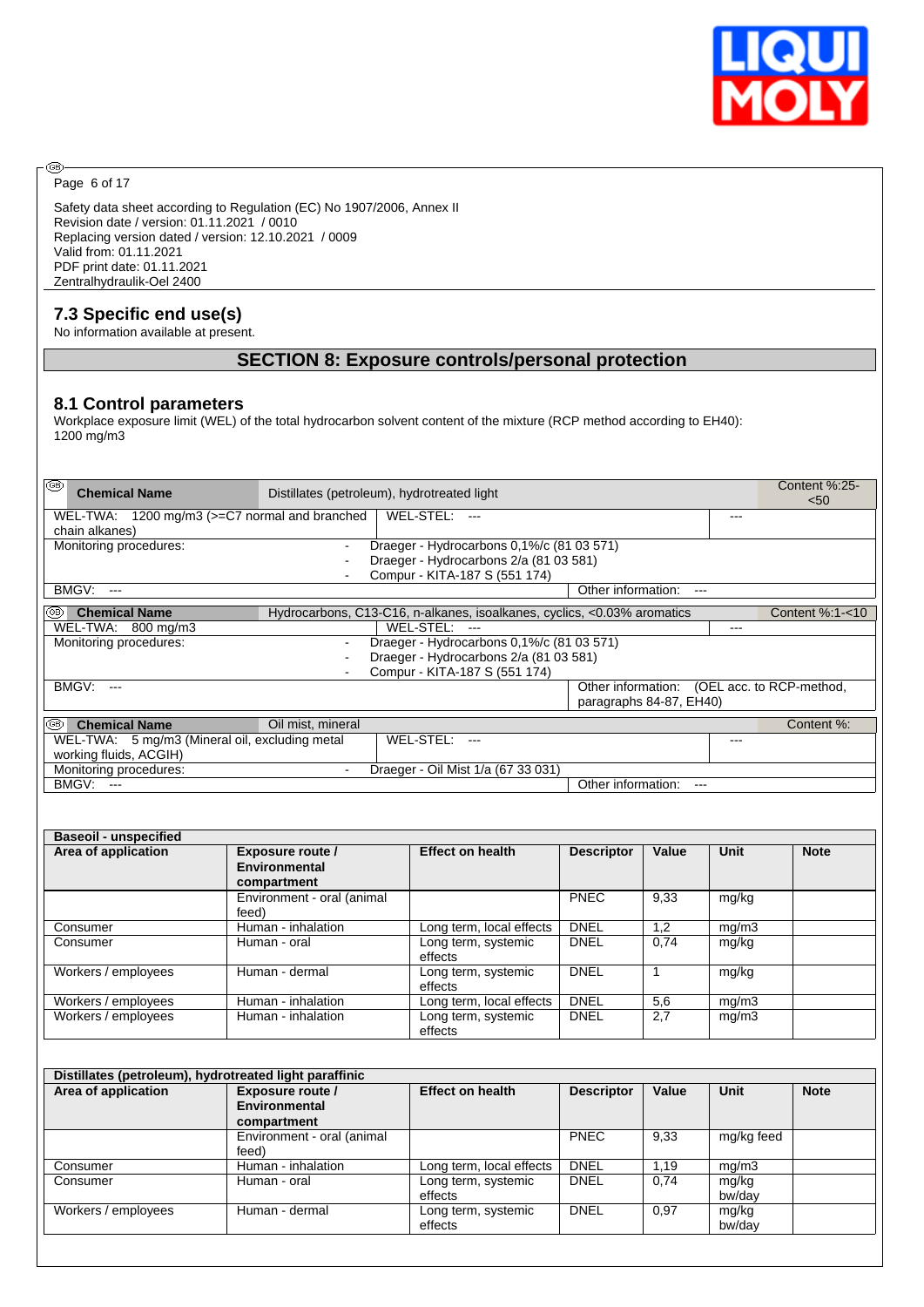Safety data sheet according to Regulation (EC) No 1907/2006, Annex II
Revision date / version: 01.11.2021 / 0010
Replacing version dated / version: 12.10.2021 / 0009
Valid from: 01.11.2021
PDF print date: 01.11.2021
Zentralhydraulik-Oel 2400

### 7.3 Specific end use(s)

No information available at present.

## SECTION 8: Exposure controls/personal protection

### 8.1 Control parameters

Workplace exposure limit (WEL) of the total hydrocarbon solvent content of the mixture (RCP method according to EH40): 1200 mg/m3

| Chemical Name | Distillates (petroleum), hydrotreated light | | Content %:25-<50 |
|---|---|---|---|
| WEL-TWA: 1200 mg/m3 (>=C7 normal and branched chain alkanes) | WEL-STEL: --- | | --- |
| Monitoring procedures: | - Draeger - Hydrocarbons 0,1%/c (81 03 571)<br>- Draeger - Hydrocarbons 2/a (81 03 581)<br>- Compur - KITA-187 S (551 174) | | |
| BMGV: --- | | Other information: --- | |

| Chemical Name | Hydrocarbons, C13-C16, n-alkanes, isoalkanes, cyclics, <0.03% aromatics | | Content %:1-<10 |
|---|---|---|---|
| WEL-TWA: 800 mg/m3 | WEL-STEL: --- | | --- |
| Monitoring procedures: | - Draeger - Hydrocarbons 0,1%/c (81 03 571)<br>- Draeger - Hydrocarbons 2/a (81 03 581)<br>- Compur - KITA-187 S (551 174) | | |
| BMGV: --- | | Other information: (OEL acc. to RCP-method, paragraphs 84-87, EH40) | |

| Chemical Name | Oil mist, mineral | | Content %: |
|---|---|---|---|
| WEL-TWA: 5 mg/m3 (Mineral oil, excluding metal working fluids, ACGIH) | WEL-STEL: --- | | --- |
| Monitoring procedures: | - Draeger - Oil Mist 1/a (67 33 031) | | |
| BMGV: --- | | Other information: --- | |

**Baseoil - unspecified**

| Area of application | Exposure route / Environmental compartment | Effect on health | Descriptor | Value | Unit | Note |
|---|---|---|---|---|---|---|
| | Environment - oral (animal feed) | | PNEC | 9,33 | mg/kg | |
| Consumer | Human - inhalation | Long term, local effects | DNEL | 1,2 | mg/m3 | |
| Consumer | Human - oral | Long term, systemic effects | DNEL | 0,74 | mg/kg | |
| Workers / employees | Human - dermal | Long term, systemic effects | DNEL | 1 | mg/kg | |
| Workers / employees | Human - inhalation | Long term, local effects | DNEL | 5,6 | mg/m3 | |
| Workers / employees | Human - inhalation | Long term, systemic effects | DNEL | 2,7 | mg/m3 | |

**Distillates (petroleum), hydrotreated light paraffinic**

| Area of application | Exposure route / Environmental compartment | Effect on health | Descriptor | Value | Unit | Note |
|---|---|---|---|---|---|---|
| | Environment - oral (animal feed) | | PNEC | 9,33 | mg/kg feed | |
| Consumer | Human - inhalation | Long term, local effects | DNEL | 1,19 | mg/m3 | |
| Consumer | Human - oral | Long term, systemic effects | DNEL | 0,74 | mg/kg bw/day | |
| Workers / employees | Human - dermal | Long term, systemic effects | DNEL | 0,97 | mg/kg bw/day | |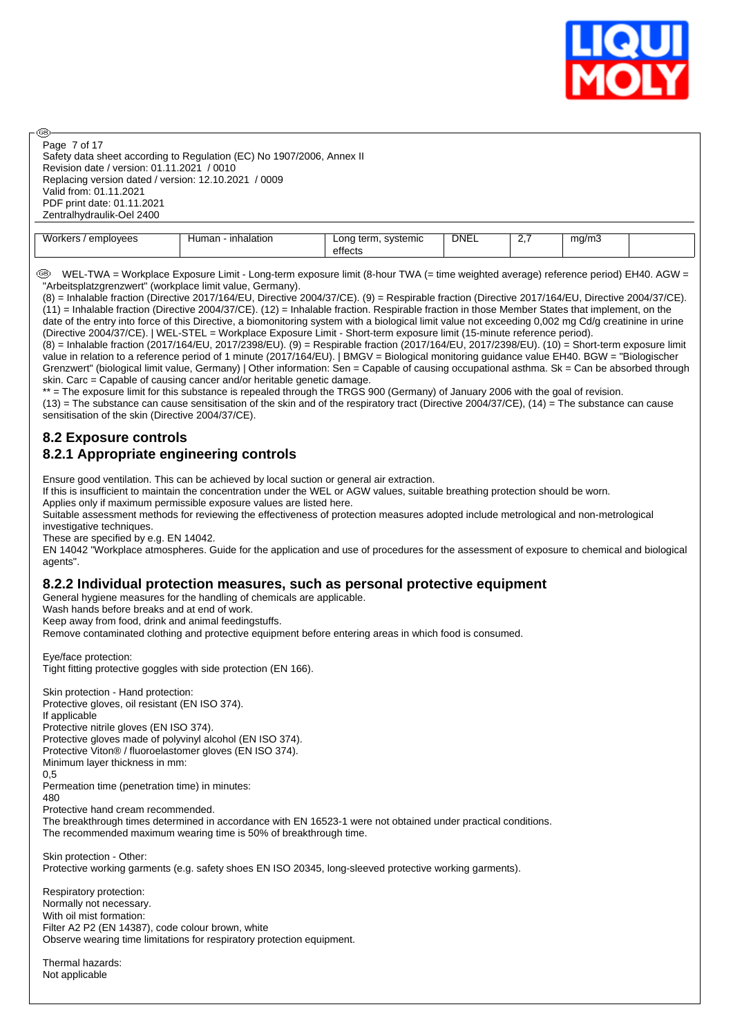| Workers / employees | Human - inhalation | Long term, systemic effects | DNEL | 2,7 | mg/m3 | |
|---|---|---|---|---|---|---|

WEL-TWA = Workplace Exposure Limit - Long-term exposure limit (8-hour TWA (= time weighted average) reference period) EH40. AGW = "Arbeitsplatzgrenzwert" (workplace limit value, Germany).
(8) = Inhalable fraction (Directive 2017/164/EU, Directive 2004/37/CE). (9) = Respirable fraction (Directive 2017/164/EU, Directive 2004/37/CE). (11) = Inhalable fraction (Directive 2004/37/CE). (12) = Inhalable fraction. Respirable fraction in those Member States that implement, on the date of the entry into force of this Directive, a biomonitoring system with a biological limit value not exceeding 0,002 mg Cd/g creatinine in urine (Directive 2004/37/CE). | WEL-STEL = Workplace Exposure Limit - Short-term exposure limit (15-minute reference period).
(8) = Inhalable fraction (2017/164/EU, 2017/2398/EU). (9) = Respirable fraction (2017/164/EU, 2017/2398/EU). (10) = Short-term exposure limit value in relation to a reference period of 1 minute (2017/164/EU). | BMGV = Biological monitoring guidance value EH40. BGW = "Biologischer Grenzwert" (biological limit value, Germany) | Other information: Sen = Capable of causing occupational asthma. Sk = Can be absorbed through skin. Carc = Capable of causing cancer and/or heritable genetic damage.
** = The exposure limit for this substance is repealed through the TRGS 900 (Germany) of January 2006 with the goal of revision.
(13) = The substance can cause sensitisation of the skin and of the respiratory tract (Directive 2004/37/CE), (14) = The substance can cause sensitisation of the skin (Directive 2004/37/CE).

## 8.2 Exposure controls

### 8.2.1 Appropriate engineering controls

Ensure good ventilation. This can be achieved by local suction or general air extraction.
If this is insufficient to maintain the concentration under the WEL or AGW values, suitable breathing protection should be worn.
Applies only if maximum permissible exposure values are listed here.
Suitable assessment methods for reviewing the effectiveness of protection measures adopted include metrological and non-metrological investigative techniques.
These are specified by e.g. EN 14042.
EN 14042 "Workplace atmospheres. Guide for the application and use of procedures for the assessment of exposure to chemical and biological agents".

### 8.2.2 Individual protection measures, such as personal protective equipment

General hygiene measures for the handling of chemicals are applicable.
Wash hands before breaks and at end of work.
Keep away from food, drink and animal feedingstuffs.
Remove contaminated clothing and protective equipment before entering areas in which food is consumed.

Eye/face protection:
Tight fitting protective goggles with side protection (EN 166).

Skin protection - Hand protection:
Protective gloves, oil resistant (EN ISO 374).
If applicable
Protective nitrile gloves (EN ISO 374).
Protective gloves made of polyvinyl alcohol (EN ISO 374).
Protective Viton® / fluoroelastomer gloves (EN ISO 374).
Minimum layer thickness in mm:
0,5
Permeation time (penetration time) in minutes:
480
Protective hand cream recommended.
The breakthrough times determined in accordance with EN 16523-1 were not obtained under practical conditions.
The recommended maximum wearing time is 50% of breakthrough time.

Skin protection - Other:
Protective working garments (e.g. safety shoes EN ISO 20345, long-sleeved protective working garments).

Respiratory protection:
Normally not necessary.
With oil mist formation:
Filter A2 P2 (EN 14387), code colour brown, white
Observe wearing time limitations for respiratory protection equipment.

Thermal hazards:
Not applicable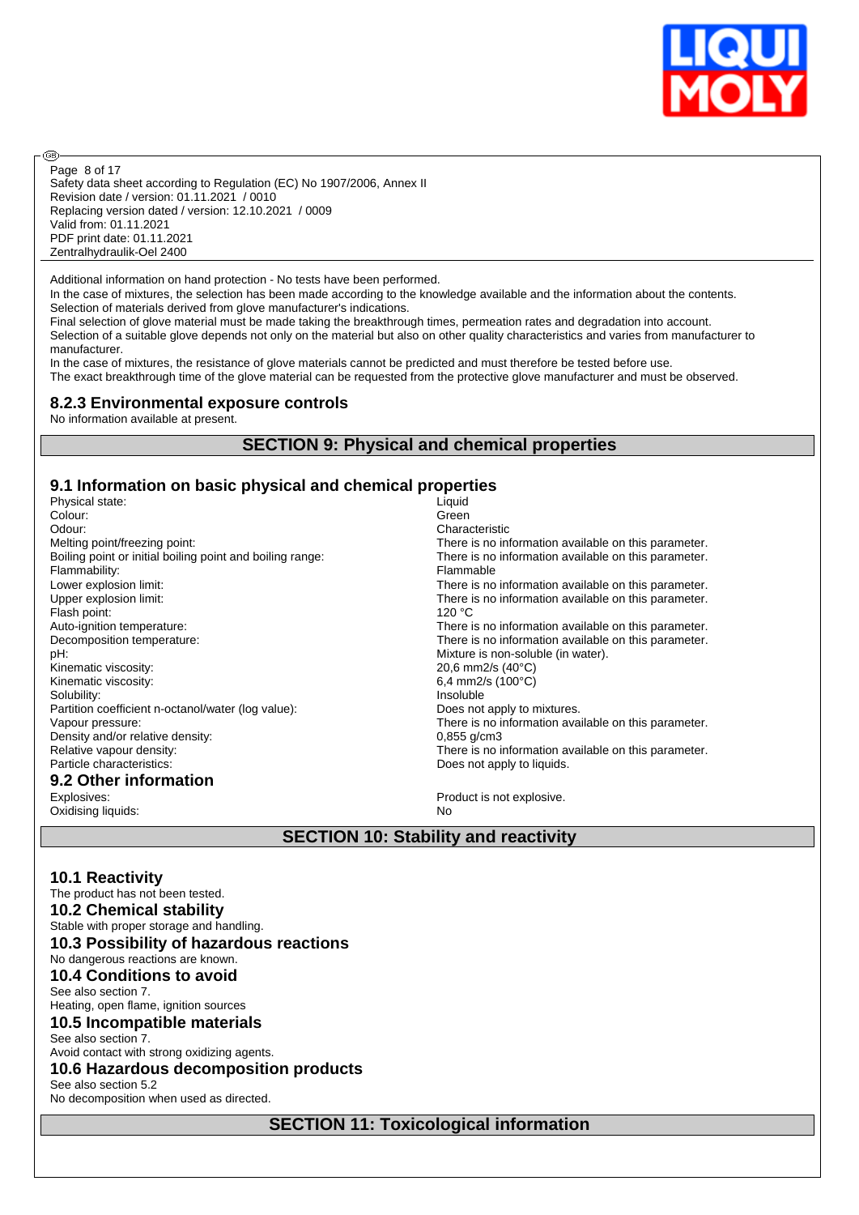Additional information on hand protection - No tests have been performed.
In the case of mixtures, the selection has been made according to the knowledge available and the information about the contents.
Selection of materials derived from glove manufacturer's indications.
Final selection of glove material must be made taking the breakthrough times, permeation rates and degradation into account.
Selection of a suitable glove depends not only on the material but also on other quality characteristics and varies from manufacturer to manufacturer.
In the case of mixtures, the resistance of glove materials cannot be predicted and must therefore be tested before use.
The exact breakthrough time of the glove material can be requested from the protective glove manufacturer and must be observed.

### 8.2.3 Environmental exposure controls

No information available at present.

## SECTION 9: Physical and chemical properties

### 9.1 Information on basic physical and chemical properties

| | |
|---|---|
| Physical state: | Liquid |
| Colour: | Green |
| Odour: | Characteristic |
| Melting point/freezing point: | There is no information available on this parameter. |
| Boiling point or initial boiling point and boiling range: | There is no information available on this parameter. |
| Flammability: | Flammable |
| Lower explosion limit: | There is no information available on this parameter. |
| Upper explosion limit: | There is no information available on this parameter. |
| Flash point: | 120 °C |
| Auto-ignition temperature: | There is no information available on this parameter. |
| Decomposition temperature: | There is no information available on this parameter. |
| pH: | Mixture is non-soluble (in water). |
| Kinematic viscosity: | 20,6 mm2/s (40°C) |
| Kinematic viscosity: | 6,4 mm2/s (100°C) |
| Solubility: | Insoluble |
| Partition coefficient n-octanol/water (log value): | Does not apply to mixtures. |
| Vapour pressure: | There is no information available on this parameter. |
| Density and/or relative density: | 0,855 g/cm3 |
| Relative vapour density: | There is no information available on this parameter. |
| Particle characteristics: | Does not apply to liquids. |

### 9.2 Other information

| | |
|---|---|
| Explosives: | Product is not explosive. |
| Oxidising liquids: | No |

## SECTION 10: Stability and reactivity

### 10.1 Reactivity

The product has not been tested.

### 10.2 Chemical stability

Stable with proper storage and handling.

### 10.3 Possibility of hazardous reactions

No dangerous reactions are known.

### 10.4 Conditions to avoid

See also section 7.
Heating, open flame, ignition sources

### 10.5 Incompatible materials

See also section 7.
Avoid contact with strong oxidizing agents.

### 10.6 Hazardous decomposition products

See also section 5.2
No decomposition when used as directed.

## SECTION 11: Toxicological information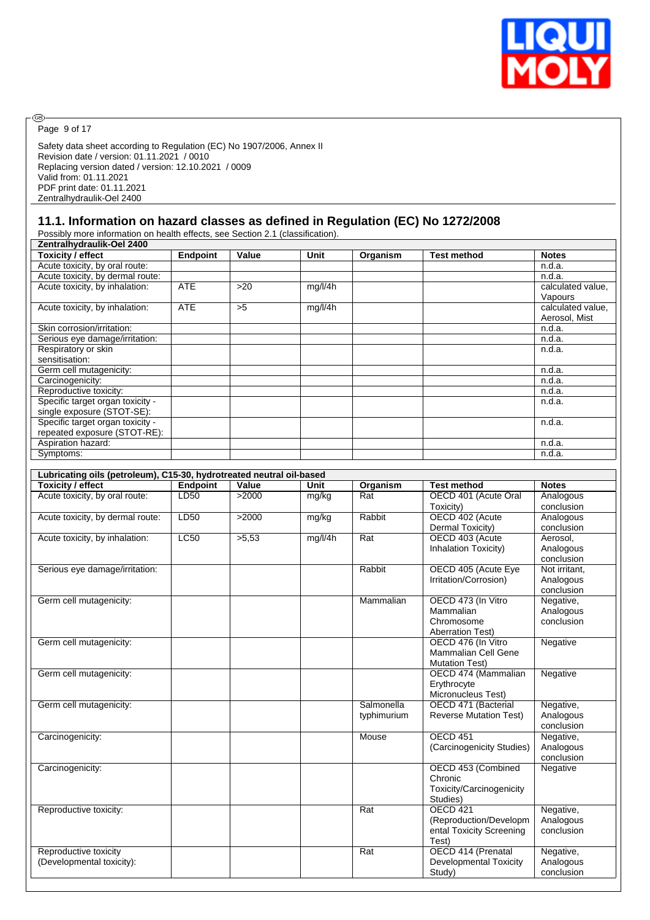Safety data sheet according to Regulation (EC) No 1907/2006, Annex II
Revision date / version: 01.11.2021 / 0010
Replacing version dated / version: 12.10.2021 / 0009
Valid from: 01.11.2021
PDF print date: 01.11.2021
Zentralhydraulik-Oel 2400

## 11.1. Information on hazard classes as defined in Regulation (EC) No 1272/2008

Possibly more information on health effects, see Section 2.1 (classification).

| Zentralhydraulik-Oel 2400 | | | | | | |
|---|---|---|---|---|---|---|
| **Toxicity / effect** | **Endpoint** | **Value** | **Unit** | **Organism** | **Test method** | **Notes** |
| Acute toxicity, by oral route: | | | | | | n.d.a. |
| Acute toxicity, by dermal route: | | | | | | n.d.a. |
| Acute toxicity, by inhalation: | ATE | >20 | mg/l/4h | | | calculated value, Vapours |
| Acute toxicity, by inhalation: | ATE | >5 | mg/l/4h | | | calculated value, Aerosol, Mist |
| Skin corrosion/irritation: | | | | | | n.d.a. |
| Serious eye damage/irritation: | | | | | | n.d.a. |
| Respiratory or skin sensitisation: | | | | | | n.d.a. |
| Germ cell mutagenicity: | | | | | | n.d.a. |
| Carcinogenicity: | | | | | | n.d.a. |
| Reproductive toxicity: | | | | | | n.d.a. |
| Specific target organ toxicity - single exposure (STOT-SE): | | | | | | n.d.a. |
| Specific target organ toxicity - repeated exposure (STOT-RE): | | | | | | n.d.a. |
| Aspiration hazard: | | | | | | n.d.a. |
| Symptoms: | | | | | | n.d.a. |

| Lubricating oils (petroleum), C15-30, hydrotreated neutral oil-based | | | | | | |
|---|---|---|---|---|---|---|
| **Toxicity / effect** | **Endpoint** | **Value** | **Unit** | **Organism** | **Test method** | **Notes** |
| Acute toxicity, by oral route: | LD50 | >2000 | mg/kg | Rat | OECD 401 (Acute Oral Toxicity) | Analogous conclusion |
| Acute toxicity, by dermal route: | LD50 | >2000 | mg/kg | Rabbit | OECD 402 (Acute Dermal Toxicity) | Analogous conclusion |
| Acute toxicity, by inhalation: | LC50 | >5,53 | mg/l/4h | Rat | OECD 403 (Acute Inhalation Toxicity) | Aerosol, Analogous conclusion |
| Serious eye damage/irritation: | | | | Rabbit | OECD 405 (Acute Eye Irritation/Corrosion) | Not irritant, Analogous conclusion |
| Germ cell mutagenicity: | | | | Mammalian | OECD 473 (In Vitro Mammalian Chromosome Aberration Test) | Negative, Analogous conclusion |
| Germ cell mutagenicity: | | | | | OECD 476 (In Vitro Mammalian Cell Gene Mutation Test) | Negative |
| Germ cell mutagenicity: | | | | | OECD 474 (Mammalian Erythrocyte Micronucleus Test) | Negative |
| Germ cell mutagenicity: | | | | Salmonella typhimurium | OECD 471 (Bacterial Reverse Mutation Test) | Negative, Analogous conclusion |
| Carcinogenicity: | | | | Mouse | OECD 451 (Carcinogenicity Studies) | Negative, Analogous conclusion |
| Carcinogenicity: | | | | | OECD 453 (Combined Chronic Toxicity/Carcinogenicity Studies) | Negative |
| Reproductive toxicity: | | | | Rat | OECD 421 (Reproduction/Developmental Toxicity Screening Test) | Negative, Analogous conclusion |
| Reproductive toxicity (Developmental toxicity): | | | | Rat | OECD 414 (Prenatal Developmental Toxicity Study) | Negative, Analogous conclusion |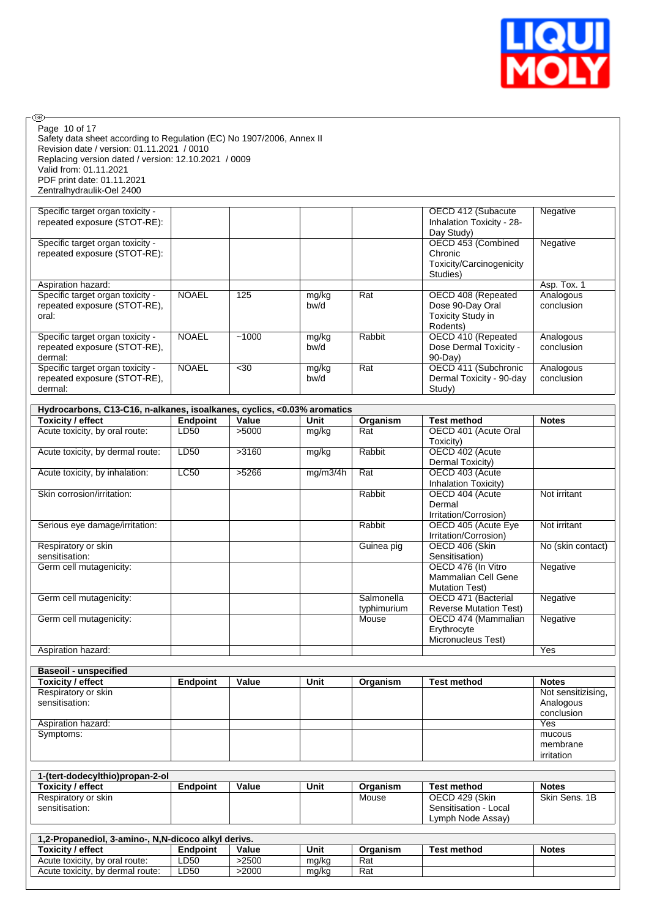| | | | | | | |
|---|---|---|---|---|---|---|
| Specific target organ toxicity - repeated exposure (STOT-RE): | | | | | OECD 412 (Subacute Inhalation Toxicity - 28-Day Study) | Negative |
| Specific target organ toxicity - repeated exposure (STOT-RE): | | | | | OECD 453 (Combined Chronic Toxicity/Carcinogenicity Studies) | Negative |
| Aspiration hazard: | | | | | | Asp. Tox. 1 |
| Specific target organ toxicity - repeated exposure (STOT-RE), oral: | NOAEL | 125 | mg/kg bw/d | Rat | OECD 408 (Repeated Dose 90-Day Oral Toxicity Study in Rodents) | Analogous conclusion |
| Specific target organ toxicity - repeated exposure (STOT-RE), dermal: | NOAEL | ~1000 | mg/kg bw/d | Rabbit | OECD 410 (Repeated Dose Dermal Toxicity - 90-Day) | Analogous conclusion |
| Specific target organ toxicity - repeated exposure (STOT-RE), dermal: | NOAEL | <30 | mg/kg bw/d | Rat | OECD 411 (Subchronic Dermal Toxicity - 90-day Study) | Analogous conclusion |

| **Hydrocarbons, C13-C16, n-alkanes, isoalkanes, cyclics, <0.03% aromatics** | | | | | | |
|---|---|---|---|---|---|---|
| **Toxicity / effect** | **Endpoint** | **Value** | **Unit** | **Organism** | **Test method** | **Notes** |
| Acute toxicity, by oral route: | LD50 | >5000 | mg/kg | Rat | OECD 401 (Acute Oral Toxicity) | |
| Acute toxicity, by dermal route: | LD50 | >3160 | mg/kg | Rabbit | OECD 402 (Acute Dermal Toxicity) | |
| Acute toxicity, by inhalation: | LC50 | >5266 | mg/m3/4h | Rat | OECD 403 (Acute Inhalation Toxicity) | |
| Skin corrosion/irritation: | | | | Rabbit | OECD 404 (Acute Dermal Irritation/Corrosion) | Not irritant |
| Serious eye damage/irritation: | | | | Rabbit | OECD 405 (Acute Eye Irritation/Corrosion) | Not irritant |
| Respiratory or skin sensitisation: | | | | Guinea pig | OECD 406 (Skin Sensitisation) | No (skin contact) |
| Germ cell mutagenicity: | | | | | OECD 476 (In Vitro Mammalian Cell Gene Mutation Test) | Negative |
| Germ cell mutagenicity: | | | | Salmonella typhimurium | OECD 471 (Bacterial Reverse Mutation Test) | Negative |
| Germ cell mutagenicity: | | | | Mouse | OECD 474 (Mammalian Erythrocyte Micronucleus Test) | Negative |
| Aspiration hazard: | | | | | | Yes |

| **Baseoil - unspecified** | | | | | | |
|---|---|---|---|---|---|---|
| **Toxicity / effect** | **Endpoint** | **Value** | **Unit** | **Organism** | **Test method** | **Notes** |
| Respiratory or skin sensitisation: | | | | | | Not sensitizising, Analogous conclusion |
| Aspiration hazard: | | | | | | Yes |
| Symptoms: | | | | | | mucous membrane irritation |

| **1-(tert-dodecylthio)propan-2-ol** | | | | | | |
|---|---|---|---|---|---|---|
| **Toxicity / effect** | **Endpoint** | **Value** | **Unit** | **Organism** | **Test method** | **Notes** |
| Respiratory or skin sensitisation: | | | | Mouse | OECD 429 (Skin Sensitisation - Local Lymph Node Assay) | Skin Sens. 1B |

| **1,2-Propanediol, 3-amino-, N,N-dicoco alkyl derivs.** | | | | | | |
|---|---|---|---|---|---|---|
| **Toxicity / effect** | **Endpoint** | **Value** | **Unit** | **Organism** | **Test method** | **Notes** |
| Acute toxicity, by oral route: | LD50 | >2500 | mg/kg | Rat | | |
| Acute toxicity, by dermal route: | LD50 | >2000 | mg/kg | Rat | | |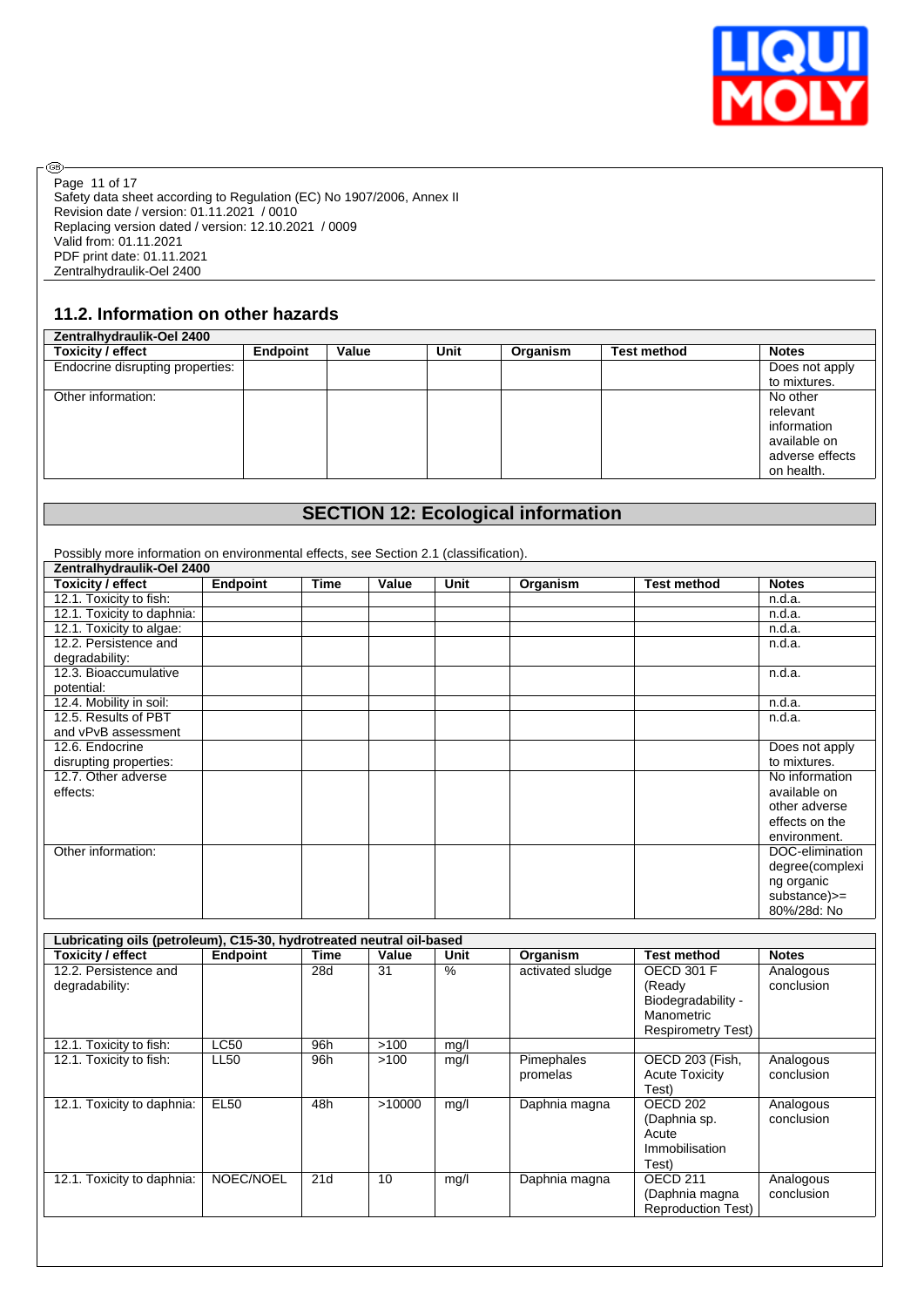## 11.2. Information on other hazards

| Zentralhydraulik-Oel 2400 | | | | | | |
|---|---|---|---|---|---|---|
| **Toxicity / effect** | **Endpoint** | **Value** | **Unit** | **Organism** | **Test method** | **Notes** |
| Endocrine disrupting properties: | | | | | | Does not apply to mixtures. |
| Other information: | | | | | | No other relevant information available on adverse effects on health. |

## SECTION 12: Ecological information

Possibly more information on environmental effects, see Section 2.1 (classification).

| Zentralhydraulik-Oel 2400 | | | | | | | |
|---|---|---|---|---|---|---|---|
| **Toxicity / effect** | **Endpoint** | **Time** | **Value** | **Unit** | **Organism** | **Test method** | **Notes** |
| 12.1. Toxicity to fish: | | | | | | | n.d.a. |
| 12.1. Toxicity to daphnia: | | | | | | | n.d.a. |
| 12.1. Toxicity to algae: | | | | | | | n.d.a. |
| 12.2. Persistence and degradability: | | | | | | | n.d.a. |
| 12.3. Bioaccumulative potential: | | | | | | | n.d.a. |
| 12.4. Mobility in soil: | | | | | | | n.d.a. |
| 12.5. Results of PBT and vPvB assessment | | | | | | | n.d.a. |
| 12.6. Endocrine disrupting properties: | | | | | | | Does not apply to mixtures. |
| 12.7. Other adverse effects: | | | | | | | No information available on other adverse effects on the environment. |
| Other information: | | | | | | | DOC-elimination degree(complexing organic substance)>= 80%/28d: No |

| Lubricating oils (petroleum), C15-30, hydrotreated neutral oil-based | | | | | | | |
|---|---|---|---|---|---|---|---|
| **Toxicity / effect** | **Endpoint** | **Time** | **Value** | **Unit** | **Organism** | **Test method** | **Notes** |
| 12.2. Persistence and degradability: | | 28d | 31 | % | activated sludge | OECD 301 F (Ready Biodegradability - Manometric Respirometry Test) | Analogous conclusion |
| 12.1. Toxicity to fish: | LC50 | 96h | >100 | mg/l | | | |
| 12.1. Toxicity to fish: | LL50 | 96h | >100 | mg/l | Pimephales promelas | OECD 203 (Fish, Acute Toxicity Test) | Analogous conclusion |
| 12.1. Toxicity to daphnia: | EL50 | 48h | >10000 | mg/l | Daphnia magna | OECD 202 (Daphnia sp. Acute Immobilisation Test) | Analogous conclusion |
| 12.1. Toxicity to daphnia: | NOEC/NOEL | 21d | 10 | mg/l | Daphnia magna | OECD 211 (Daphnia magna Reproduction Test) | Analogous conclusion |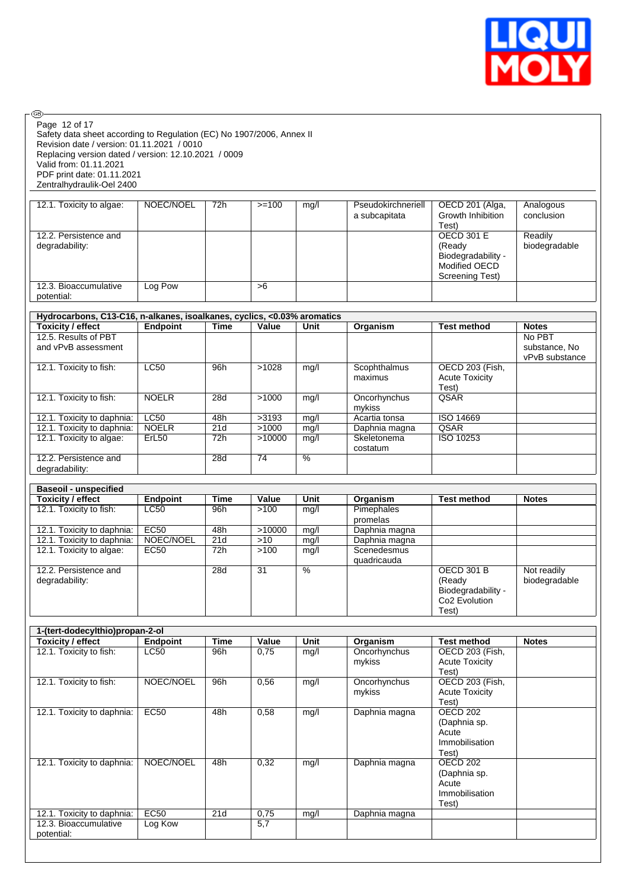| | | | | | | | |
|---|---|---|---|---|---|---|---|
| 12.1. Toxicity to algae: | NOEC/NOEL | 72h | >=100 | mg/l | Pseudokirchneriella subcapitata | OECD 201 (Alga, Growth Inhibition Test) | Analogous conclusion |
| 12.2. Persistence and degradability: | | | | | | OECD 301 E (Ready Biodegradability - Modified OECD Screening Test) | Readily biodegradable |
| 12.3. Bioaccumulative potential: | Log Pow | | >6 | | | | |

**Hydrocarbons, C13-C16, n-alkanes, isoalkanes, cyclics, <0.03% aromatics**

| Toxicity / effect | Endpoint | Time | Value | Unit | Organism | Test method | Notes |
|---|---|---|---|---|---|---|---|
| 12.5. Results of PBT and vPvB assessment | | | | | | | No PBT substance, No vPvB substance |
| 12.1. Toxicity to fish: | LC50 | 96h | >1028 | mg/l | Scophthalmus maximus | OECD 203 (Fish, Acute Toxicity Test) | |
| 12.1. Toxicity to fish: | NOELR | 28d | >1000 | mg/l | Oncorhynchus mykiss | QSAR | |
| 12.1. Toxicity to daphnia: | LC50 | 48h | >3193 | mg/l | Acartia tonsa | ISO 14669 | |
| 12.1. Toxicity to daphnia: | NOELR | 21d | >1000 | mg/l | Daphnia magna | QSAR | |
| 12.1. Toxicity to algae: | ErL50 | 72h | >10000 | mg/l | Skeletonema costatum | ISO 10253 | |
| 12.2. Persistence and degradability: | | 28d | 74 | % | | | |

**Baseoil - unspecified**

| Toxicity / effect | Endpoint | Time | Value | Unit | Organism | Test method | Notes |
|---|---|---|---|---|---|---|---|
| 12.1. Toxicity to fish: | LC50 | 96h | >100 | mg/l | Pimephales promelas | | |
| 12.1. Toxicity to daphnia: | EC50 | 48h | >10000 | mg/l | Daphnia magna | | |
| 12.1. Toxicity to daphnia: | NOEC/NOEL | 21d | >10 | mg/l | Daphnia magna | | |
| 12.1. Toxicity to algae: | EC50 | 72h | >100 | mg/l | Scenedesmus quadricauda | | |
| 12.2. Persistence and degradability: | | 28d | 31 | % | | OECD 301 B (Ready Biodegradability - Co2 Evolution Test) | Not readily biodegradable |

**1-(tert-dodecylthio)propan-2-ol**

| Toxicity / effect | Endpoint | Time | Value | Unit | Organism | Test method | Notes |
|---|---|---|---|---|---|---|---|
| 12.1. Toxicity to fish: | LC50 | 96h | 0,75 | mg/l | Oncorhynchus mykiss | OECD 203 (Fish, Acute Toxicity Test) | |
| 12.1. Toxicity to fish: | NOEC/NOEL | 96h | 0,56 | mg/l | Oncorhynchus mykiss | OECD 203 (Fish, Acute Toxicity Test) | |
| 12.1. Toxicity to daphnia: | EC50 | 48h | 0,58 | mg/l | Daphnia magna | OECD 202 (Daphnia sp. Acute Immobilisation Test) | |
| 12.1. Toxicity to daphnia: | NOEC/NOEL | 48h | 0,32 | mg/l | Daphnia magna | OECD 202 (Daphnia sp. Acute Immobilisation Test) | |
| 12.1. Toxicity to daphnia: | EC50 | 21d | 0,75 | mg/l | Daphnia magna | | |
| 12.3. Bioaccumulative potential: | Log Kow | | 5,7 | | | | |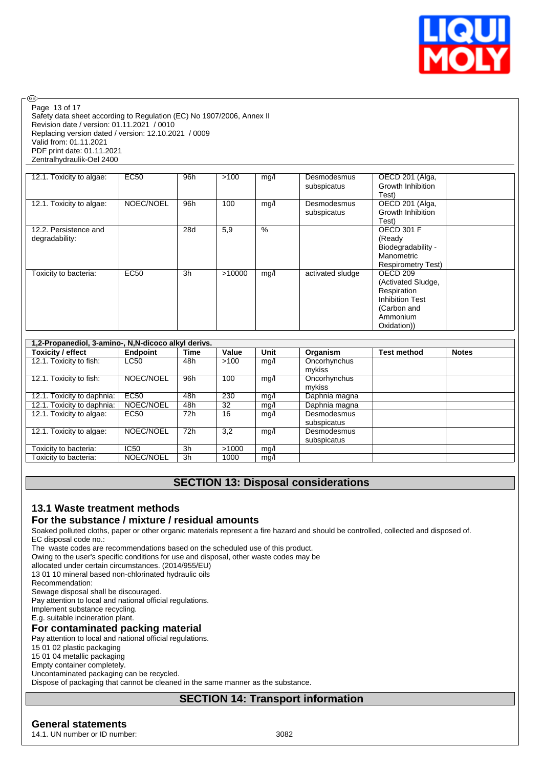| 12.1. Toxicity to algae: | EC50 | 96h | >100 | mg/l | Desmodesmus subspicatus | OECD 201 (Alga, Growth Inhibition Test) | |
|---|---|---|---|---|---|---|---|
| 12.1. Toxicity to algae: | NOEC/NOEL | 96h | 100 | mg/l | Desmodesmus subspicatus | OECD 201 (Alga, Growth Inhibition Test) | |
| 12.2. Persistence and degradability: | | 28d | 5,9 | % | | OECD 301 F (Ready Biodegradability - Manometric Respirometry Test) | |
| Toxicity to bacteria: | EC50 | 3h | >10000 | mg/l | activated sludge | OECD 209 (Activated Sludge, Respiration Inhibition Test (Carbon and Ammonium Oxidation)) | |

| 1,2-Propanediol, 3-amino-, N,N-dicoco alkyl derivs. | | | | | | | |
|---|---|---|---|---|---|---|---|
| **Toxicity / effect** | **Endpoint** | **Time** | **Value** | **Unit** | **Organism** | **Test method** | **Notes** |
| 12.1. Toxicity to fish: | LC50 | 48h | >100 | mg/l | Oncorhynchus mykiss | | |
| 12.1. Toxicity to fish: | NOEC/NOEL | 96h | 100 | mg/l | Oncorhynchus mykiss | | |
| 12.1. Toxicity to daphnia: | EC50 | 48h | 230 | mg/l | Daphnia magna | | |
| 12.1. Toxicity to daphnia: | NOEC/NOEL | 48h | 32 | mg/l | Daphnia magna | | |
| 12.1. Toxicity to algae: | EC50 | 72h | 16 | mg/l | Desmodesmus subspicatus | | |
| 12.1. Toxicity to algae: | NOEC/NOEL | 72h | 3,2 | mg/l | Desmodesmus subspicatus | | |
| Toxicity to bacteria: | IC50 | 3h | >1000 | mg/l | | | |
| Toxicity to bacteria: | NOEC/NOEL | 3h | 1000 | mg/l | | | |

## SECTION 13: Disposal considerations

### 13.1 Waste treatment methods

### For the substance / mixture / residual amounts

Soaked polluted cloths, paper or other organic materials represent a fire hazard and should be controlled, collected and disposed of.
EC disposal code no.:
The waste codes are recommendations based on the scheduled use of this product.
Owing to the user's specific conditions for use and disposal, other waste codes may be allocated under certain circumstances. (2014/955/EU)
13 01 10 mineral based non-chlorinated hydraulic oils
Recommendation:
Sewage disposal shall be discouraged.
Pay attention to local and national official regulations.
Implement substance recycling.
E.g. suitable incineration plant.

### For contaminated packing material

Pay attention to local and national official regulations.
15 01 02 plastic packaging
15 01 04 metallic packaging
Empty container completely.
Uncontaminated packaging can be recycled.
Dispose of packaging that cannot be cleaned in the same manner as the substance.

## SECTION 14: Transport information

### General statements

14.1. UN number or ID number: 3082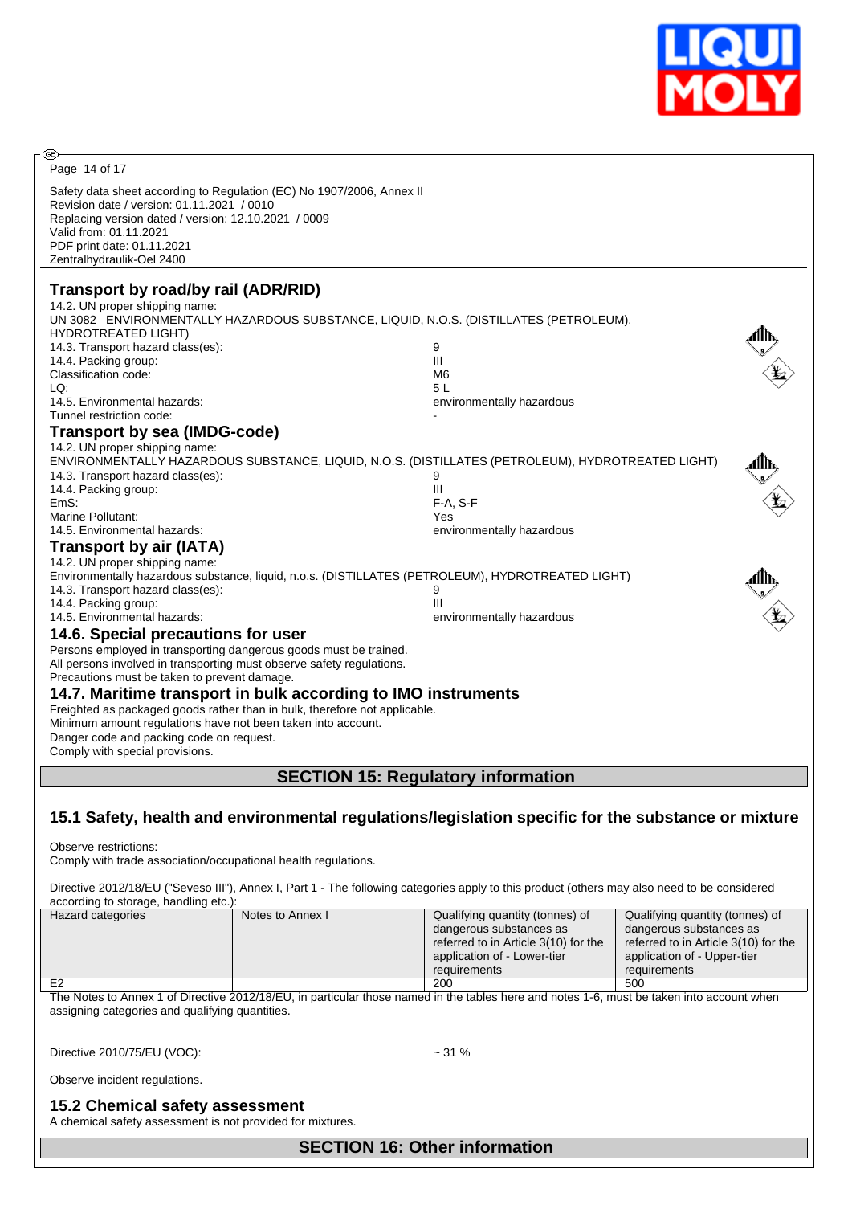Safety data sheet according to Regulation (EC) No 1907/2006, Annex II
Revision date / version: 01.11.2021 / 0010
Replacing version dated / version: 12.10.2021 / 0009
Valid from: 01.11.2021
PDF print date: 01.11.2021
Zentralhydraulik-Oel 2400

## Transport by road/by rail (ADR/RID)

14.2. UN proper shipping name:
UN 3082 ENVIRONMENTALLY HAZARDOUS SUBSTANCE, LIQUID, N.O.S. (DISTILLATES (PETROLEUM), HYDROTREATED LIGHT)

| | |
|---|---|
| 14.3. Transport hazard class(es): | 9 |
| 14.4. Packing group: | III |
| Classification code: | M6 |
| LQ: | 5 L |
| 14.5. Environmental hazards: | environmentally hazardous |
| Tunnel restriction code: | - |

## Transport by sea (IMDG-code)

14.2. UN proper shipping name:
ENVIRONMENTALLY HAZARDOUS SUBSTANCE, LIQUID, N.O.S. (DISTILLATES (PETROLEUM), HYDROTREATED LIGHT)

| | |
|---|---|
| 14.3. Transport hazard class(es): | 9 |
| 14.4. Packing group: | III |
| EmS: | F-A, S-F |
| Marine Pollutant: | Yes |
| 14.5. Environmental hazards: | environmentally hazardous |

## Transport by air (IATA)

14.2. UN proper shipping name:
Environmentally hazardous substance, liquid, n.o.s. (DISTILLATES (PETROLEUM), HYDROTREATED LIGHT)

| | |
|---|---|
| 14.3. Transport hazard class(es): | 9 |
| 14.4. Packing group: | III |
| 14.5. Environmental hazards: | environmentally hazardous |

## 14.6. Special precautions for user

Persons employed in transporting dangerous goods must be trained.
All persons involved in transporting must observe safety regulations.
Precautions must be taken to prevent damage.

## 14.7. Maritime transport in bulk according to IMO instruments

Freighted as packaged goods rather than in bulk, therefore not applicable.
Minimum amount regulations have not been taken into account.
Danger code and packing code on request.
Comply with special provisions.

# SECTION 15: Regulatory information

## 15.1 Safety, health and environmental regulations/legislation specific for the substance or mixture

Observe restrictions:
Comply with trade association/occupational health regulations.

Directive 2012/18/EU ("Seveso III"), Annex I, Part 1 - The following categories apply to this product (others may also need to be considered according to storage, handling etc.):

| Hazard categories | Notes to Annex I | Qualifying quantity (tonnes) of dangerous substances as referred to in Article 3(10) for the application of - Lower-tier requirements | Qualifying quantity (tonnes) of dangerous substances as referred to in Article 3(10) for the application of - Upper-tier requirements |
|---|---|---|---|
| E2 | | 200 | 500 |

The Notes to Annex 1 of Directive 2012/18/EU, in particular those named in the tables here and notes 1-6, must be taken into account when assigning categories and qualifying quantities.

Directive 2010/75/EU (VOC): ~ 31 %

Observe incident regulations.

## 15.2 Chemical safety assessment

A chemical safety assessment is not provided for mixtures.

# SECTION 16: Other information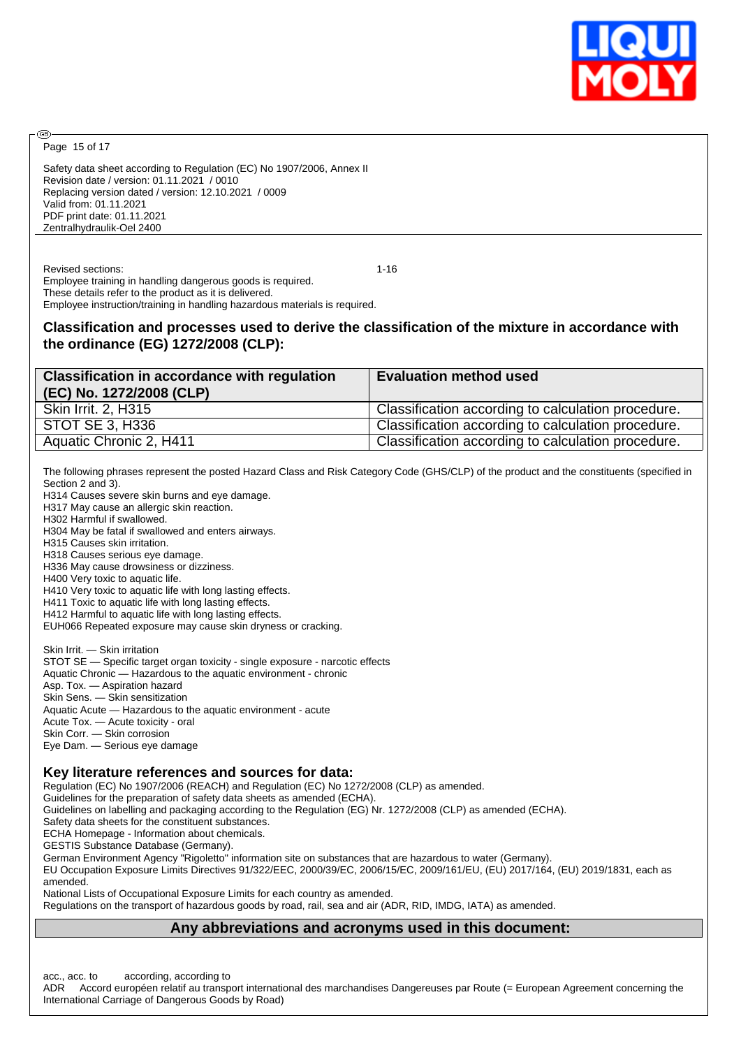Safety data sheet according to Regulation (EC) No 1907/2006, Annex II
Revision date / version: 01.11.2021 / 0010
Replacing version dated / version: 12.10.2021 / 0009
Valid from: 01.11.2021
PDF print date: 01.11.2021
Zentralhydraulik-Oel 2400

Revised sections: 1-16
Employee training in handling dangerous goods is required.
These details refer to the product as it is delivered.
Employee instruction/training in handling hazardous materials is required.

## Classification and processes used to derive the classification of the mixture in accordance with the ordinance (EG) 1272/2008 (CLP):

| Classification in accordance with regulation (EC) No. 1272/2008 (CLP) | Evaluation method used |
|---|---|
| Skin Irrit. 2, H315 | Classification according to calculation procedure. |
| STOT SE 3, H336 | Classification according to calculation procedure. |
| Aquatic Chronic 2, H411 | Classification according to calculation procedure. |

The following phrases represent the posted Hazard Class and Risk Category Code (GHS/CLP) of the product and the constituents (specified in Section 2 and 3).
H314 Causes severe skin burns and eye damage.
H317 May cause an allergic skin reaction.
H302 Harmful if swallowed.
H304 May be fatal if swallowed and enters airways.
H315 Causes skin irritation.
H318 Causes serious eye damage.
H336 May cause drowsiness or dizziness.
H400 Very toxic to aquatic life.
H410 Very toxic to aquatic life with long lasting effects.
H411 Toxic to aquatic life with long lasting effects.
H412 Harmful to aquatic life with long lasting effects.
EUH066 Repeated exposure may cause skin dryness or cracking.

Skin Irrit. — Skin irritation
STOT SE — Specific target organ toxicity - single exposure - narcotic effects
Aquatic Chronic — Hazardous to the aquatic environment - chronic
Asp. Tox. — Aspiration hazard
Skin Sens. — Skin sensitization
Aquatic Acute — Hazardous to the aquatic environment - acute
Acute Tox. — Acute toxicity - oral
Skin Corr. — Skin corrosion
Eye Dam. — Serious eye damage

## Key literature references and sources for data:

Regulation (EC) No 1907/2006 (REACH) and Regulation (EC) No 1272/2008 (CLP) as amended.
Guidelines for the preparation of safety data sheets as amended (ECHA).
Guidelines on labelling and packaging according to the Regulation (EG) Nr. 1272/2008 (CLP) as amended (ECHA).
Safety data sheets for the constituent substances.
ECHA Homepage - Information about chemicals.
GESTIS Substance Database (Germany).
German Environment Agency "Rigoletto" information site on substances that are hazardous to water (Germany).
EU Occupation Exposure Limits Directives 91/322/EEC, 2000/39/EC, 2006/15/EC, 2009/161/EU, (EU) 2017/164, (EU) 2019/1831, each as amended.
National Lists of Occupational Exposure Limits for each country as amended.
Regulations on the transport of hazardous goods by road, rail, sea and air (ADR, RID, IMDG, IATA) as amended.

## Any abbreviations and acronyms used in this document:

acc., acc. to according, according to
ADR Accord européen relatif au transport international des marchandises Dangereuses par Route (= European Agreement concerning the International Carriage of Dangerous Goods by Road)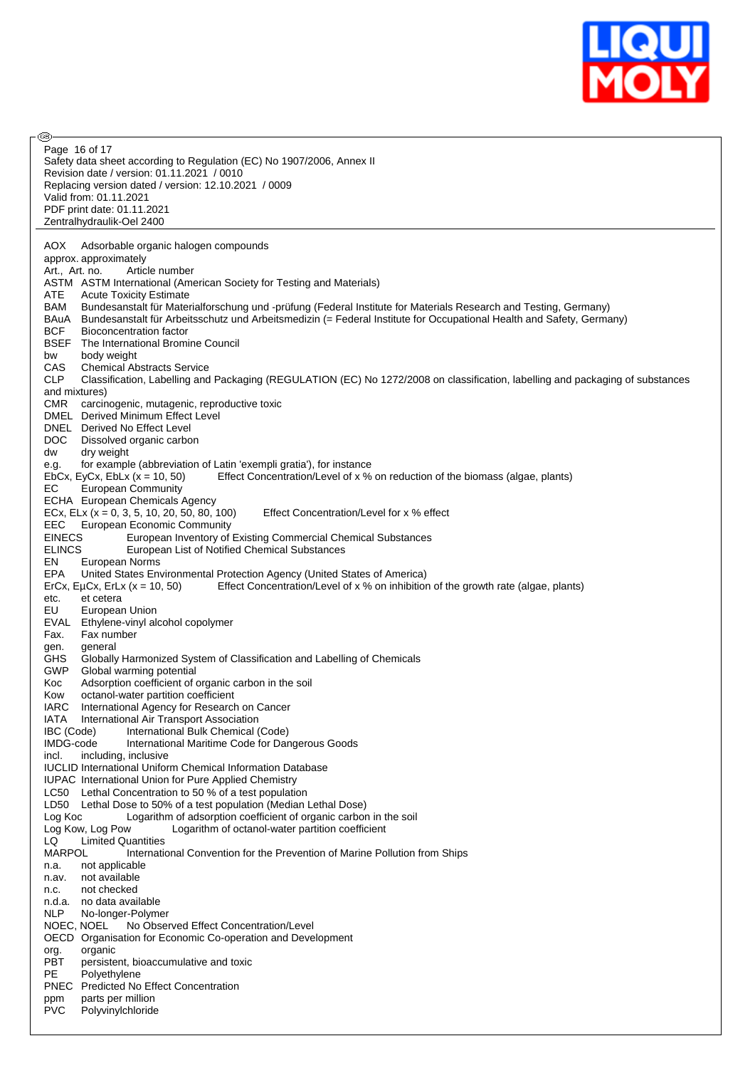Page 16 of 17
Safety data sheet according to Regulation (EC) No 1907/2006, Annex II
Revision date / version: 01.11.2021 / 0010
Replacing version dated / version: 12.10.2021 / 0009
Valid from: 01.11.2021
PDF print date: 01.11.2021
Zentralhydraulik-Oel 2400

AOX Adsorbable organic halogen compounds
approx. approximately
Art., Art. no. Article number
ASTM ASTM International (American Society for Testing and Materials)
ATE Acute Toxicity Estimate
BAM Bundesanstalt für Materialforschung und -prüfung (Federal Institute for Materials Research and Testing, Germany)
BAuA Bundesanstalt für Arbeitsschutz und Arbeitsmedizin (= Federal Institute for Occupational Health and Safety, Germany)
BCF Bioconcentration factor
BSEF The International Bromine Council
bw body weight
CAS Chemical Abstracts Service
CLP Classification, Labelling and Packaging (REGULATION (EC) No 1272/2008 on classification, labelling and packaging of substances and mixtures)
CMR carcinogenic, mutagenic, reproductive toxic
DMEL Derived Minimum Effect Level
DNEL Derived No Effect Level
DOC Dissolved organic carbon
dw dry weight
e.g. for example (abbreviation of Latin 'exempli gratia'), for instance
EbCx, EyCx, EbLx (x = 10, 50) Effect Concentration/Level of x % on reduction of the biomass (algae, plants)
EC European Community
ECHA European Chemicals Agency
ECx, ELx (x = 0, 3, 5, 10, 20, 50, 80, 100) Effect Concentration/Level for x % effect
EEC European Economic Community
EINECS European Inventory of Existing Commercial Chemical Substances
ELINCS European List of Notified Chemical Substances
EN European Norms
EPA United States Environmental Protection Agency (United States of America)
ErCx, EµCx, ErLx (x = 10, 50) Effect Concentration/Level of x % on inhibition of the growth rate (algae, plants)
etc. et cetera
EU European Union
EVAL Ethylene-vinyl alcohol copolymer
Fax. Fax number
gen. general
GHS Globally Harmonized System of Classification and Labelling of Chemicals
GWP Global warming potential
Koc Adsorption coefficient of organic carbon in the soil
Kow octanol-water partition coefficient
IARC International Agency for Research on Cancer
IATA International Air Transport Association
IBC (Code) International Bulk Chemical (Code)
IMDG-code International Maritime Code for Dangerous Goods
incl. including, inclusive
IUCLID International Uniform Chemical Information Database
IUPAC International Union for Pure Applied Chemistry
LC50 Lethal Concentration to 50 % of a test population
LD50 Lethal Dose to 50% of a test population (Median Lethal Dose)
Log Koc Logarithm of adsorption coefficient of organic carbon in the soil
Log Kow, Log Pow Logarithm of octanol-water partition coefficient
LQ Limited Quantities
MARPOL International Convention for the Prevention of Marine Pollution from Ships
n.a. not applicable
n.av. not available
n.c. not checked
n.d.a. no data available
NLP No-longer-Polymer
NOEC, NOEL No Observed Effect Concentration/Level
OECD Organisation for Economic Co-operation and Development
org. organic
PBT persistent, bioaccumulative and toxic
PE Polyethylene
PNEC Predicted No Effect Concentration
ppm parts per million
PVC Polyvinylchloride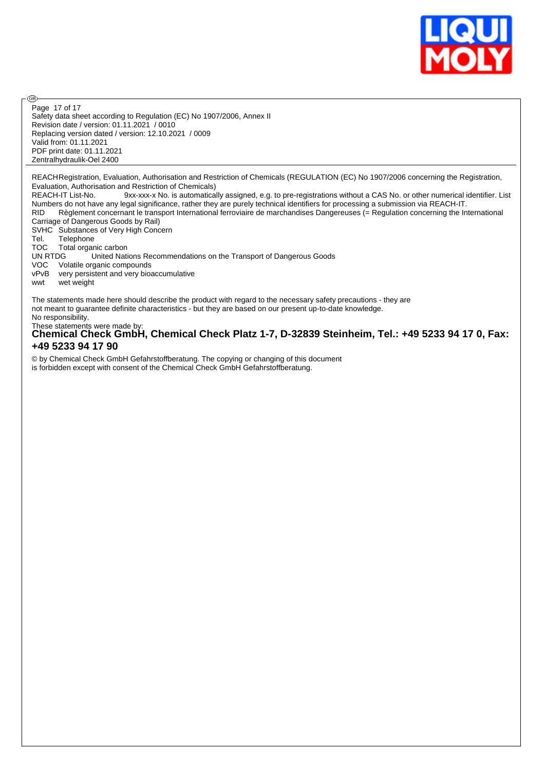REACH Registration, Evaluation, Authorisation and Restriction of Chemicals (REGULATION (EC) No 1907/2006 concerning the Registration, Evaluation, Authorisation and Restriction of Chemicals)

REACH-IT List-No. 9xx-xxx-x No. is automatically assigned, e.g. to pre-registrations without a CAS No. or other numerical identifier. List Numbers do not have any legal significance, rather they are purely technical identifiers for processing a submission via REACH-IT.

RID Règlement concernant le transport International ferroviaire de marchandises Dangereuses (= Regulation concerning the International Carriage of Dangerous Goods by Rail)

SVHC Substances of Very High Concern

Tel. Telephone

TOC Total organic carbon

UN RTDG United Nations Recommendations on the Transport of Dangerous Goods

VOC Volatile organic compounds

vPvB very persistent and very bioaccumulative

wwt wet weight

The statements made here should describe the product with regard to the necessary safety precautions - they are not meant to guarantee definite characteristics - but they are based on our present up-to-date knowledge.
No responsibility.

These statements were made by:

**Chemical Check GmbH, Chemical Check Platz 1-7, D-32839 Steinheim, Tel.: +49 5233 94 17 0, Fax: +49 5233 94 17 90**

© by Chemical Check GmbH Gefahrstoffberatung. The copying or changing of this document is forbidden except with consent of the Chemical Check GmbH Gefahrstoffberatung.